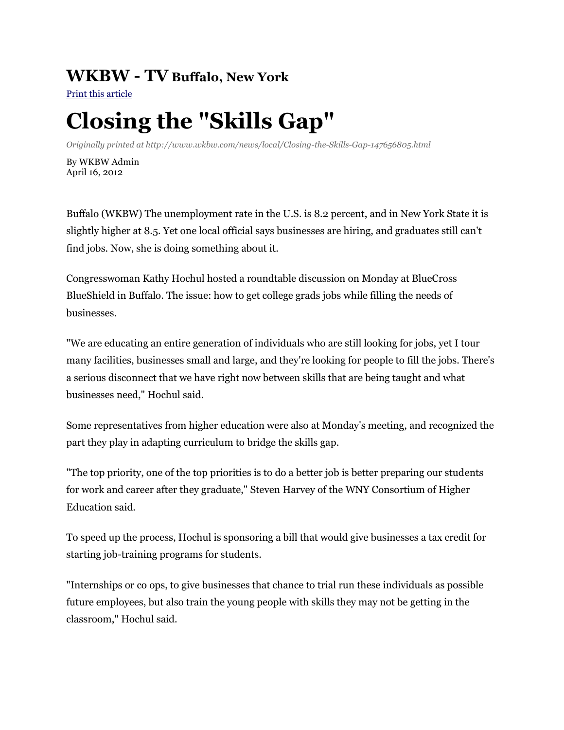**WKBW - TV** Buffalo, New York

Print this article

# Closing the "Skills Gap"

*Originally printed at http://www.wkbw.com/news/local/Closing-the-Skills-Gap-147656805.html*

By WKBW Admin
April 16, 2012

Buffalo (WKBW) The unemployment rate in the U.S. is 8.2 percent, and in New York State it is slightly higher at 8.5. Yet one local official says businesses are hiring, and graduates still can't find jobs. Now, she is doing something about it.

Congresswoman Kathy Hochul hosted a roundtable discussion on Monday at BlueCross BlueShield in Buffalo. The issue: how to get college grads jobs while filling the needs of businesses.

"We are educating an entire generation of individuals who are still looking for jobs, yet I tour many facilities, businesses small and large, and they're looking for people to fill the jobs. There's a serious disconnect that we have right now between skills that are being taught and what businesses need," Hochul said.

Some representatives from higher education were also at Monday's meeting, and recognized the part they play in adapting curriculum to bridge the skills gap.

"The top priority, one of the top priorities is to do a better job is better preparing our students for work and career after they graduate," Steven Harvey of the WNY Consortium of Higher Education said.

To speed up the process, Hochul is sponsoring a bill that would give businesses a tax credit for starting job-training programs for students.

"Internships or co ops, to give businesses that chance to trial run these individuals as possible future employees, but also train the young people with skills they may not be getting in the classroom," Hochul said.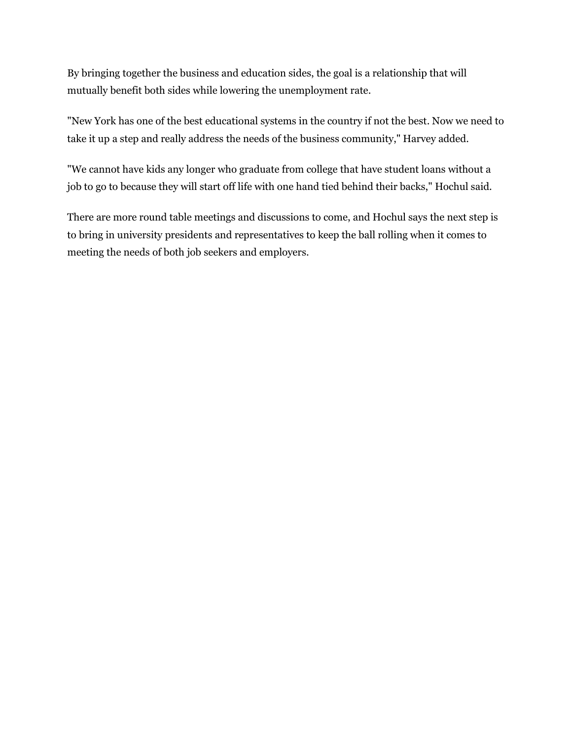By bringing together the business and education sides, the goal is a relationship that will mutually benefit both sides while lowering the unemployment rate.

"New York has one of the best educational systems in the country if not the best. Now we need to take it up a step and really address the needs of the business community," Harvey added.

"We cannot have kids any longer who graduate from college that have student loans without a job to go to because they will start off life with one hand tied behind their backs," Hochul said.

There are more round table meetings and discussions to come, and Hochul says the next step is to bring in university presidents and representatives to keep the ball rolling when it comes to meeting the needs of both job seekers and employers.